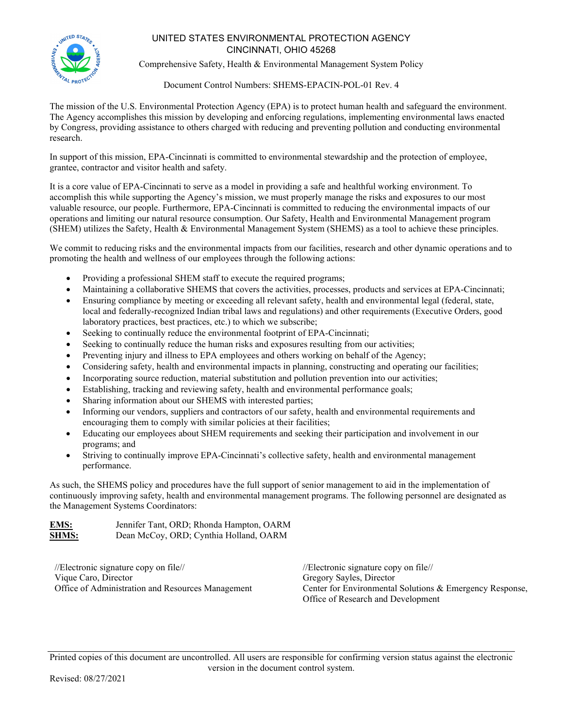# UNITED STATES ENVIRONMENTAL PROTECTION AGENCY
## CINCINNATI, OHIO 45268

Comprehensive Safety, Health & Environmental Management System Policy

Document Control Numbers: SHEMS-EPACIN-POL-01 Rev. 4

The mission of the U.S. Environmental Protection Agency (EPA) is to protect human health and safeguard the environment. The Agency accomplishes this mission by developing and enforcing regulations, implementing environmental laws enacted by Congress, providing assistance to others charged with reducing and preventing pollution and conducting environmental research.

In support of this mission, EPA-Cincinnati is committed to environmental stewardship and the protection of employee, grantee, contractor and visitor health and safety.

It is a core value of EPA-Cincinnati to serve as a model in providing a safe and healthful working environment. To accomplish this while supporting the Agency's mission, we must properly manage the risks and exposures to our most valuable resource, our people. Furthermore, EPA-Cincinnati is committed to reducing the environmental impacts of our operations and limiting our natural resource consumption. Our Safety, Health and Environmental Management program (SHEM) utilizes the Safety, Health & Environmental Management System (SHEMS) as a tool to achieve these principles.

We commit to reducing risks and the environmental impacts from our facilities, research and other dynamic operations and to promoting the health and wellness of our employees through the following actions:

- Providing a professional SHEM staff to execute the required programs;
- Maintaining a collaborative SHEMS that covers the activities, processes, products and services at EPA-Cincinnati;
- Ensuring compliance by meeting or exceeding all relevant safety, health and environmental legal (federal, state, local and federally-recognized Indian tribal laws and regulations) and other requirements (Executive Orders, good laboratory practices, best practices, etc.) to which we subscribe;
- Seeking to continually reduce the environmental footprint of EPA-Cincinnati;
- Seeking to continually reduce the human risks and exposures resulting from our activities;
- Preventing injury and illness to EPA employees and others working on behalf of the Agency;
- Considering safety, health and environmental impacts in planning, constructing and operating our facilities;
- Incorporating source reduction, material substitution and pollution prevention into our activities;
- Establishing, tracking and reviewing safety, health and environmental performance goals;
- Sharing information about our SHEMS with interested parties;
- Informing our vendors, suppliers and contractors of our safety, health and environmental requirements and encouraging them to comply with similar policies at their facilities;
- Educating our employees about SHEM requirements and seeking their participation and involvement in our programs; and
- Striving to continually improve EPA-Cincinnati's collective safety, health and environmental management performance.

As such, the SHEMS policy and procedures have the full support of senior management to aid in the implementation of continuously improving safety, health and environmental management programs. The following personnel are designated as the Management Systems Coordinators:

**EMS:** Jennifer Tant, ORD; Rhonda Hampton, OARM
**SHMS:** Dean McCoy, ORD; Cynthia Holland, OARM

//Electronic signature copy on file//
Vique Caro, Director
Office of Administration and Resources Management

//Electronic signature copy on file//
Gregory Sayles, Director
Center for Environmental Solutions & Emergency Response,
Office of Research and Development

Printed copies of this document are uncontrolled. All users are responsible for confirming version status against the electronic version in the document control system.

Revised: 08/27/2021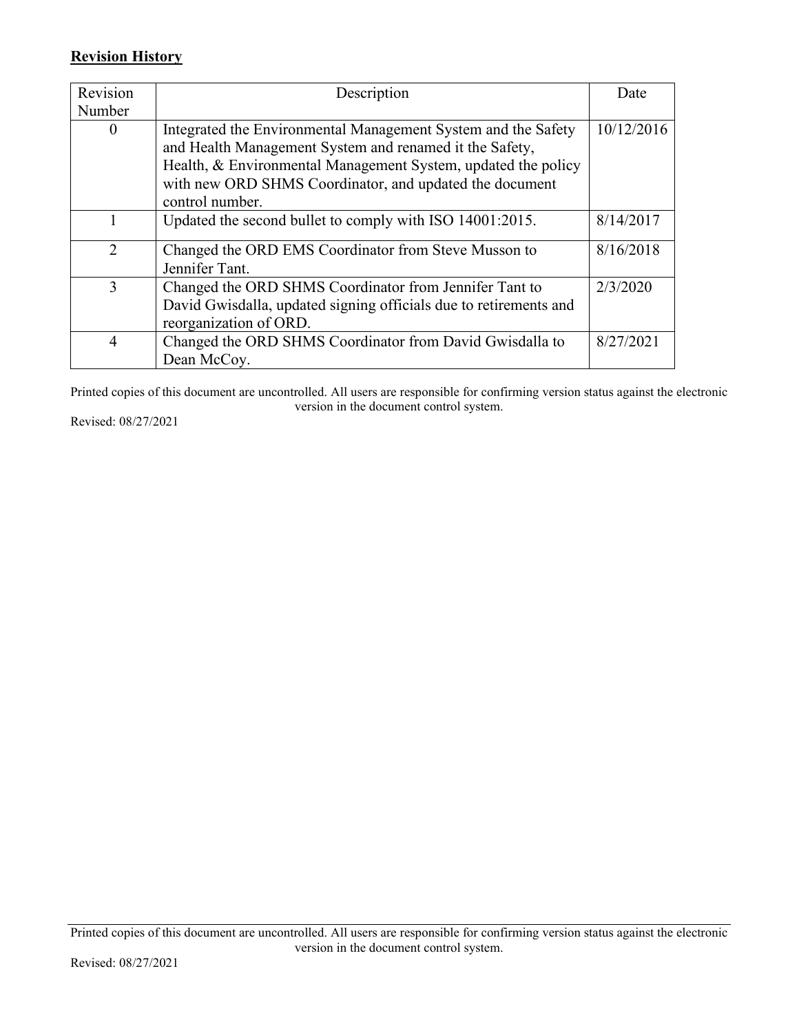**Revision History**

| Revision Number | Description | Date |
| --- | --- | --- |
| 0 | Integrated the Environmental Management System and the Safety and Health Management System and renamed it the Safety, Health, & Environmental Management System, updated the policy with new ORD SHMS Coordinator, and updated the document control number. | 10/12/2016 |
| 1 | Updated the second bullet to comply with ISO 14001:2015. | 8/14/2017 |
| 2 | Changed the ORD EMS Coordinator from Steve Musson to Jennifer Tant. | 8/16/2018 |
| 3 | Changed the ORD SHMS Coordinator from Jennifer Tant to David Gwisdalla, updated signing officials due to retirements and reorganization of ORD. | 2/3/2020 |
| 4 | Changed the ORD SHMS Coordinator from David Gwisdalla to Dean McCoy. | 8/27/2021 |

Printed copies of this document are uncontrolled. All users are responsible for confirming version status against the electronic version in the document control system.

Revised: 08/27/2021